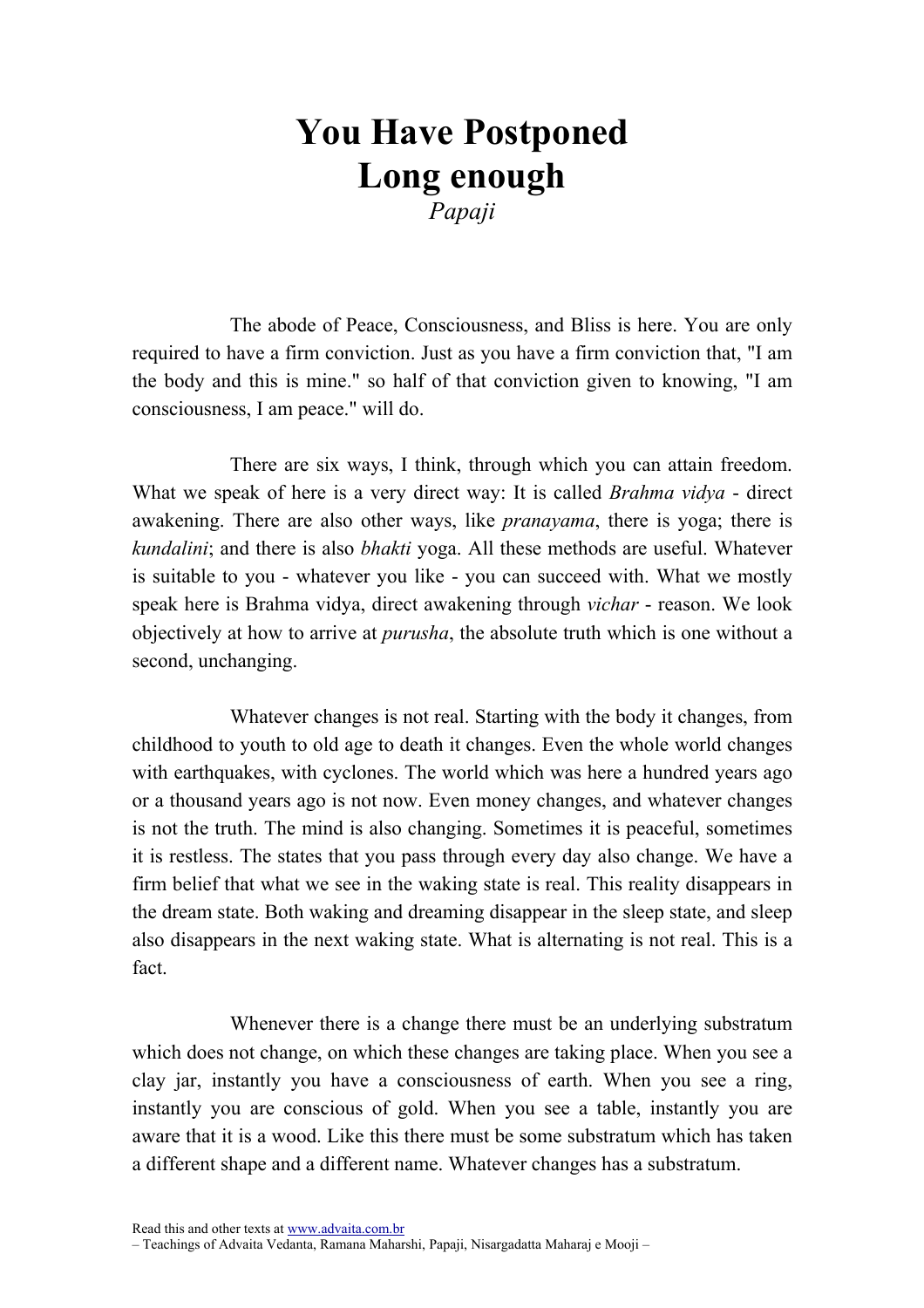# You Have Postponed Long enough

*Papaji*

The abode of Peace, Consciousness, and Bliss is here. You are only required to have a firm conviction. Just as you have a firm conviction that, "I am the body and this is mine." so half of that conviction given to knowing, "I am consciousness, I am peace." will do.

There are six ways, I think, through which you can attain freedom. What we speak of here is a very direct way: It is called *Brahma vidya* - direct awakening. There are also other ways, like *pranayama*, there is yoga; there is *kundalini*; and there is also *bhakti* yoga. All these methods are useful. Whatever is suitable to you - whatever you like - you can succeed with. What we mostly speak here is Brahma vidya, direct awakening through *vichar* - reason. We look objectively at how to arrive at *purusha*, the absolute truth which is one without a second, unchanging.

Whatever changes is not real. Starting with the body it changes, from childhood to youth to old age to death it changes. Even the whole world changes with earthquakes, with cyclones. The world which was here a hundred years ago or a thousand years ago is not now. Even money changes, and whatever changes is not the truth. The mind is also changing. Sometimes it is peaceful, sometimes it is restless. The states that you pass through every day also change. We have a firm belief that what we see in the waking state is real. This reality disappears in the dream state. Both waking and dreaming disappear in the sleep state, and sleep also disappears in the next waking state. What is alternating is not real. This is a fact.

Whenever there is a change there must be an underlying substratum which does not change, on which these changes are taking place. When you see a clay jar, instantly you have a consciousness of earth. When you see a ring, instantly you are conscious of gold. When you see a table, instantly you are aware that it is a wood. Like this there must be some substratum which has taken a different shape and a different name. Whatever changes has a substratum.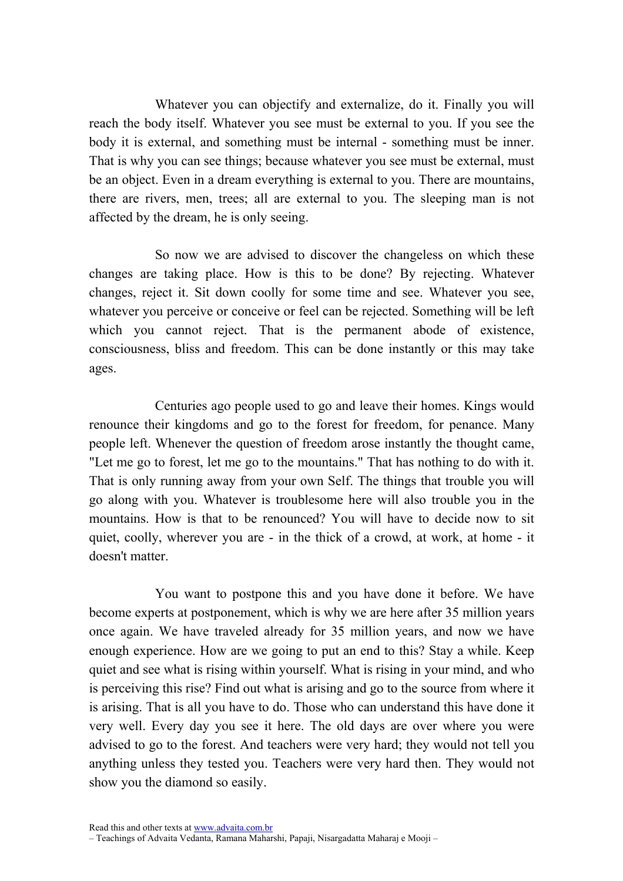Whatever you can objectify and externalize, do it. Finally you will reach the body itself. Whatever you see must be external to you. If you see the body it is external, and something must be internal - something must be inner. That is why you can see things; because whatever you see must be external, must be an object. Even in a dream everything is external to you. There are mountains, there are rivers, men, trees; all are external to you. The sleeping man is not affected by the dream, he is only seeing.

So now we are advised to discover the changeless on which these changes are taking place. How is this to be done? By rejecting. Whatever changes, reject it. Sit down coolly for some time and see. Whatever you see, whatever you perceive or conceive or feel can be rejected. Something will be left which you cannot reject. That is the permanent abode of existence, consciousness, bliss and freedom. This can be done instantly or this may take ages.

Centuries ago people used to go and leave their homes. Kings would renounce their kingdoms and go to the forest for freedom, for penance. Many people left. Whenever the question of freedom arose instantly the thought came, "Let me go to forest, let me go to the mountains." That has nothing to do with it. That is only running away from your own Self. The things that trouble you will go along with you. Whatever is troublesome here will also trouble you in the mountains. How is that to be renounced? You will have to decide now to sit quiet, coolly, wherever you are - in the thick of a crowd, at work, at home - it doesn't matter.

You want to postpone this and you have done it before. We have become experts at postponement, which is why we are here after 35 million years once again. We have traveled already for 35 million years, and now we have enough experience. How are we going to put an end to this? Stay a while. Keep quiet and see what is rising within yourself. What is rising in your mind, and who is perceiving this rise? Find out what is arising and go to the source from where it is arising. That is all you have to do. Those who can understand this have done it very well. Every day you see it here. The old days are over where you were advised to go to the forest. And teachers were very hard; they would not tell you anything unless they tested you. Teachers were very hard then. They would not show you the diamond so easily.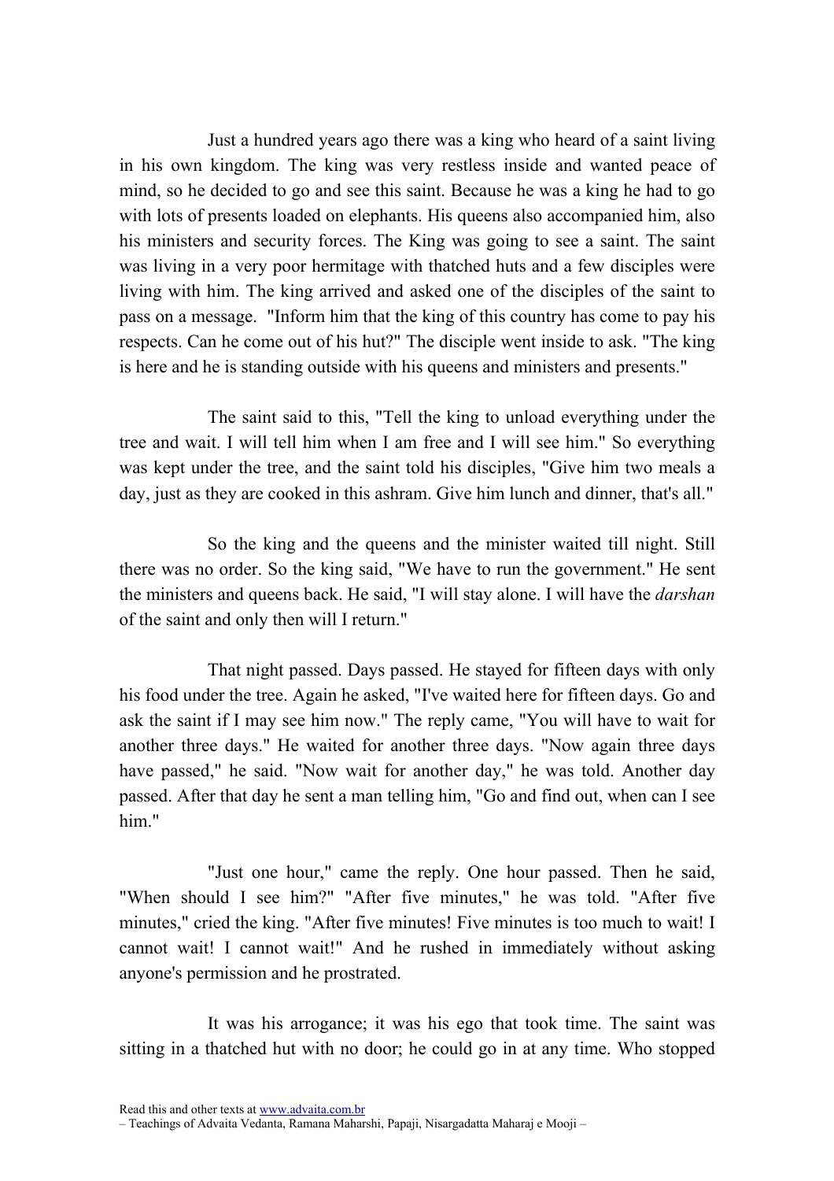Just a hundred years ago there was a king who heard of a saint living in his own kingdom. The king was very restless inside and wanted peace of mind, so he decided to go and see this saint. Because he was a king he had to go with lots of presents loaded on elephants. His queens also accompanied him, also his ministers and security forces. The King was going to see a saint. The saint was living in a very poor hermitage with thatched huts and a few disciples were living with him. The king arrived and asked one of the disciples of the saint to pass on a message. "Inform him that the king of this country has come to pay his respects. Can he come out of his hut?" The disciple went inside to ask. "The king is here and he is standing outside with his queens and ministers and presents."

The saint said to this, "Tell the king to unload everything under the tree and wait. I will tell him when I am free and I will see him." So everything was kept under the tree, and the saint told his disciples, "Give him two meals a day, just as they are cooked in this ashram. Give him lunch and dinner, that's all."

So the king and the queens and the minister waited till night. Still there was no order. So the king said, "We have to run the government." He sent the ministers and queens back. He said, "I will stay alone. I will have the *darshan* of the saint and only then will I return."

That night passed. Days passed. He stayed for fifteen days with only his food under the tree. Again he asked, "I've waited here for fifteen days. Go and ask the saint if I may see him now." The reply came, "You will have to wait for another three days." He waited for another three days. "Now again three days have passed," he said. "Now wait for another day," he was told. Another day passed. After that day he sent a man telling him, "Go and find out, when can I see him."

"Just one hour," came the reply. One hour passed. Then he said, "When should I see him?" "After five minutes," he was told. "After five minutes," cried the king. "After five minutes! Five minutes is too much to wait! I cannot wait! I cannot wait!" And he rushed in immediately without asking anyone's permission and he prostrated.

It was his arrogance; it was his ego that took time. The saint was sitting in a thatched hut with no door; he could go in at any time. Who stopped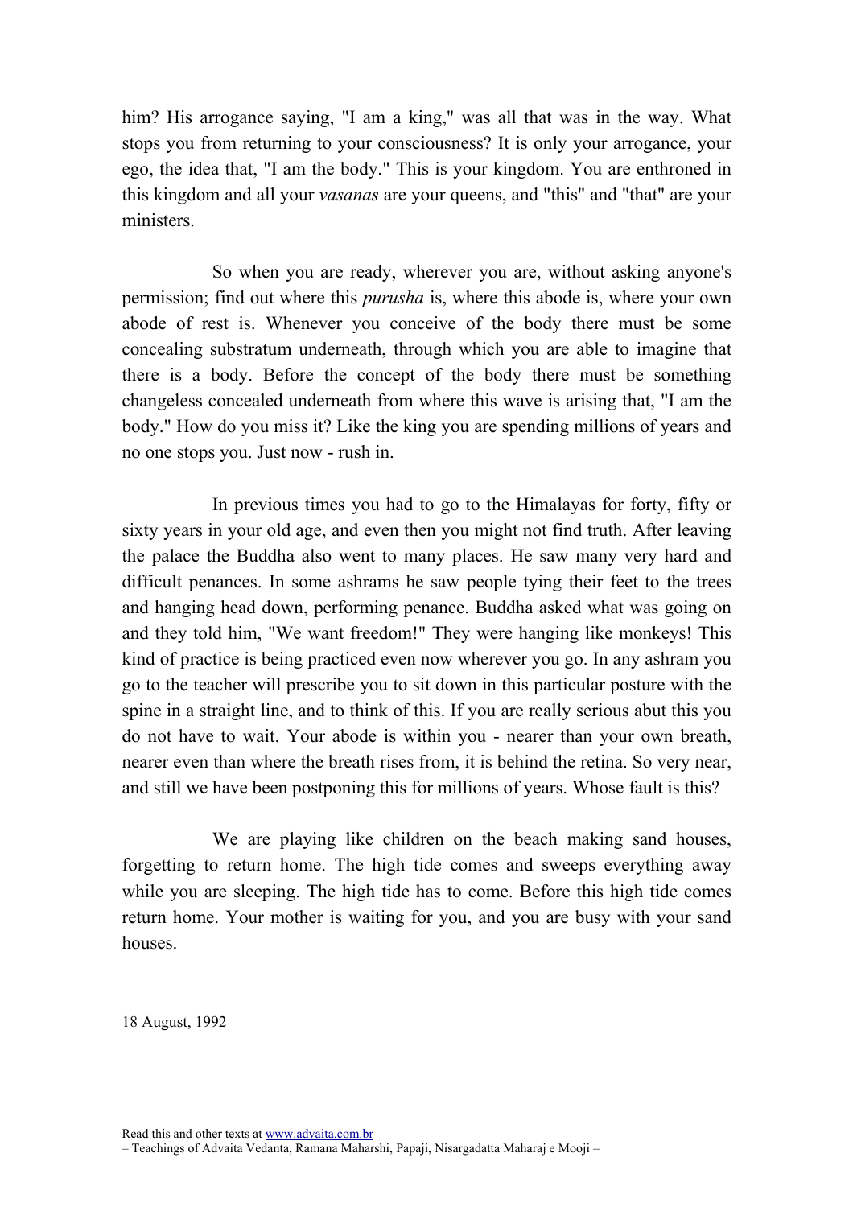him? His arrogance saying, "I am a king," was all that was in the way. What stops you from returning to your consciousness? It is only your arrogance, your ego, the idea that, "I am the body." This is your kingdom. You are enthroned in this kingdom and all your *vasanas* are your queens, and "this" and "that" are your ministers.

So when you are ready, wherever you are, without asking anyone's permission; find out where this *purusha* is, where this abode is, where your own abode of rest is. Whenever you conceive of the body there must be some concealing substratum underneath, through which you are able to imagine that there is a body. Before the concept of the body there must be something changeless concealed underneath from where this wave is arising that, "I am the body." How do you miss it? Like the king you are spending millions of years and no one stops you. Just now - rush in.

In previous times you had to go to the Himalayas for forty, fifty or sixty years in your old age, and even then you might not find truth. After leaving the palace the Buddha also went to many places. He saw many very hard and difficult penances. In some ashrams he saw people tying their feet to the trees and hanging head down, performing penance. Buddha asked what was going on and they told him, "We want freedom!" They were hanging like monkeys! This kind of practice is being practiced even now wherever you go. In any ashram you go to the teacher will prescribe you to sit down in this particular posture with the spine in a straight line, and to think of this. If you are really serious abut this you do not have to wait. Your abode is within you - nearer than your own breath, nearer even than where the breath rises from, it is behind the retina. So very near, and still we have been postponing this for millions of years. Whose fault is this?

We are playing like children on the beach making sand houses, forgetting to return home. The high tide comes and sweeps everything away while you are sleeping. The high tide has to come. Before this high tide comes return home. Your mother is waiting for you, and you are busy with your sand houses.

18 August, 1992

Read this and other texts at www.advaita.com.br
– Teachings of Advaita Vedanta, Ramana Maharshi, Papaji, Nisargadatta Maharaj e Mooji –